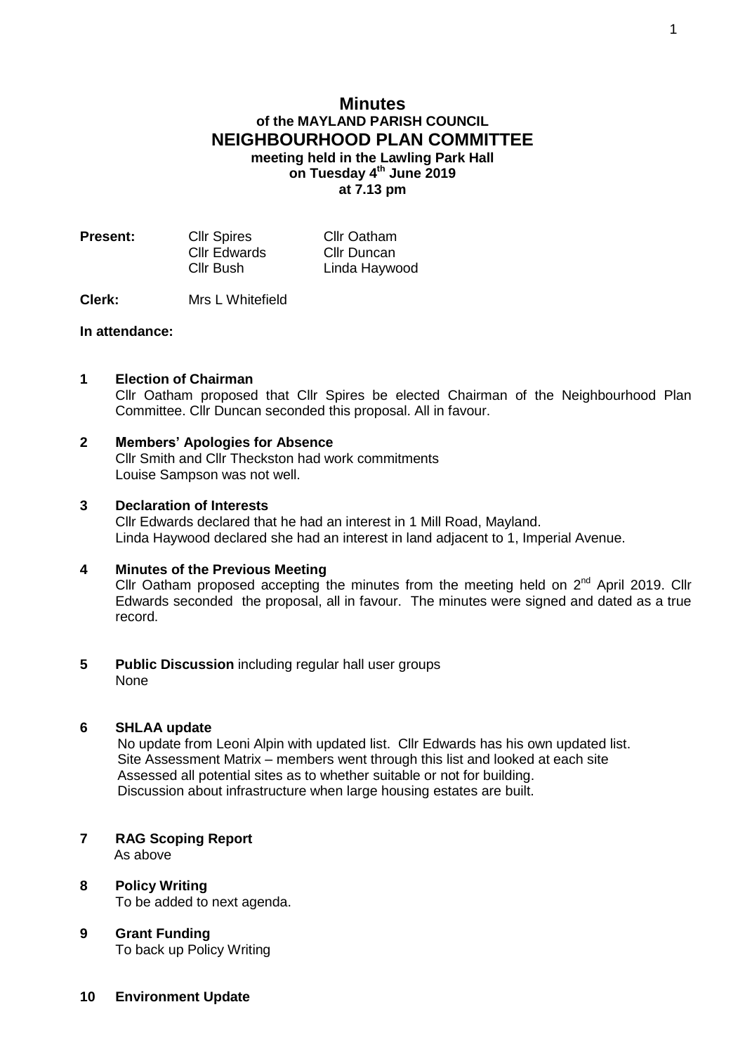# Minutes

## of the MAYLAND PARISH COUNCIL

## NEIGHBOURHOOD PLAN COMMITTEE

**meeting held in the Lawling Park Hall**
**on Tuesday 4th June 2019**
**at 7.13 pm**

| **Present:** | Cllr Spires | Cllr Oatham |
|---|---|---|
| | Cllr Edwards | Cllr Duncan |
| | Cllr Bush | Linda Haywood |

**Clerk:** Mrs L Whitefield

**In attendance:**

**1 Election of Chairman**

Cllr Oatham proposed that Cllr Spires be elected Chairman of the Neighbourhood Plan Committee. Cllr Duncan seconded this proposal. All in favour.

**2 Members' Apologies for Absence**

Cllr Smith and Cllr Theckston had work commitments
Louise Sampson was not well.

**3 Declaration of Interests**

Cllr Edwards declared that he had an interest in 1 Mill Road, Mayland.
Linda Haywood declared she had an interest in land adjacent to 1, Imperial Avenue.

**4 Minutes of the Previous Meeting**

Cllr Oatham proposed accepting the minutes from the meeting held on 2nd April 2019. Cllr Edwards seconded the proposal, all in favour. The minutes were signed and dated as a true record.

**5 Public Discussion** including regular hall user groups

None

**6 SHLAA update**

No update from Leoni Alpin with updated list. Cllr Edwards has his own updated list.
Site Assessment Matrix – members went through this list and looked at each site
Assessed all potential sites as to whether suitable or not for building.
Discussion about infrastructure when large housing estates are built.

**7 RAG Scoping Report**

As above

**8 Policy Writing**

To be added to next agenda.

**9 Grant Funding**

To back up Policy Writing

**10 Environment Update**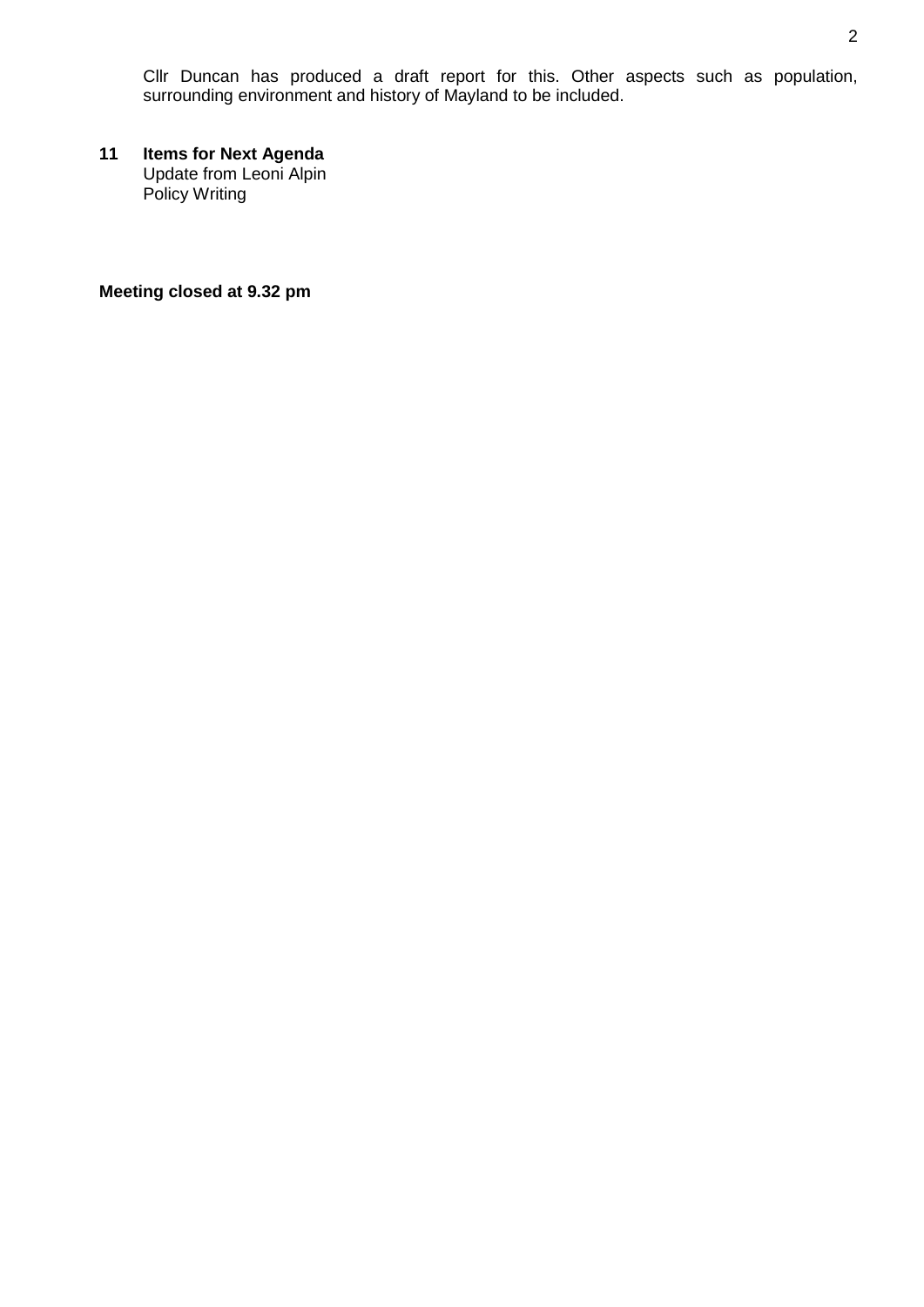Cllr Duncan has produced a draft report for this. Other aspects such as population, surrounding environment and history of Mayland to be included.

**11 Items for Next Agenda**

Update from Leoni Alpin
Policy Writing

**Meeting closed at 9.32 pm**